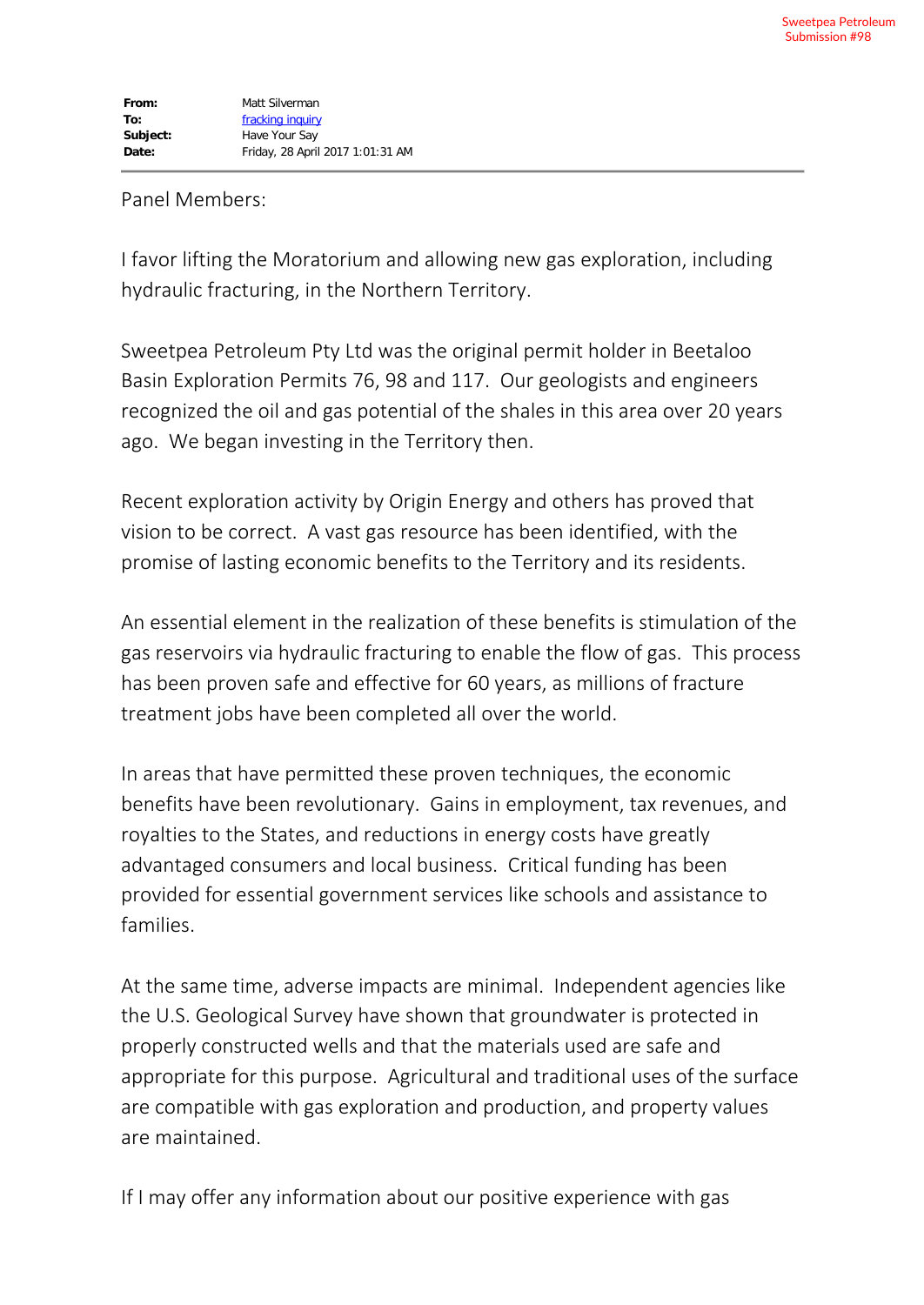Sweetpea Petroleum
Submission #98

**From:** Matt Silverman
**To:** fracking inquiry
**Subject:** Have Your Say
**Date:** Friday, 28 April 2017 1:01:31 AM

---

Panel Members:

I favor lifting the Moratorium and allowing new gas exploration, including hydraulic fracturing, in the Northern Territory.

Sweetpea Petroleum Pty Ltd was the original permit holder in Beetaloo Basin Exploration Permits 76, 98 and 117. Our geologists and engineers recognized the oil and gas potential of the shales in this area over 20 years ago. We began investing in the Territory then.

Recent exploration activity by Origin Energy and others has proved that vision to be correct. A vast gas resource has been identified, with the promise of lasting economic benefits to the Territory and its residents.

An essential element in the realization of these benefits is stimulation of the gas reservoirs via hydraulic fracturing to enable the flow of gas. This process has been proven safe and effective for 60 years, as millions of fracture treatment jobs have been completed all over the world.

In areas that have permitted these proven techniques, the economic benefits have been revolutionary. Gains in employment, tax revenues, and royalties to the States, and reductions in energy costs have greatly advantaged consumers and local business. Critical funding has been provided for essential government services like schools and assistance to families.

At the same time, adverse impacts are minimal. Independent agencies like the U.S. Geological Survey have shown that groundwater is protected in properly constructed wells and that the materials used are safe and appropriate for this purpose. Agricultural and traditional uses of the surface are compatible with gas exploration and production, and property values are maintained.

If I may offer any information about our positive experience with gas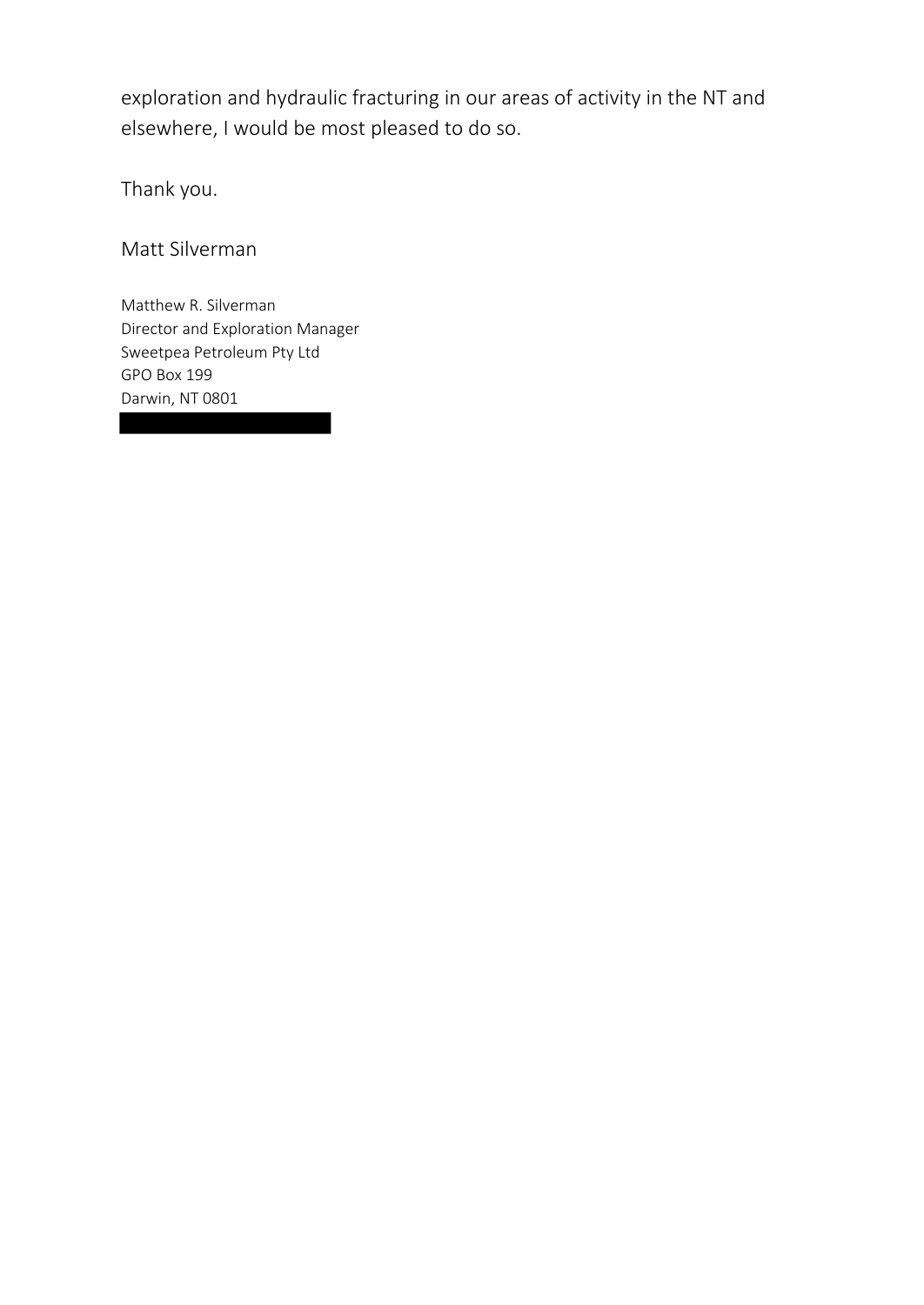exploration and hydraulic fracturing in our areas of activity in the NT and elsewhere, I would be most pleased to do so.

Thank you.

Matt Silverman

Matthew R. Silverman  
Director and Exploration Manager  
Sweetpea Petroleum Pty Ltd  
GPO Box 199  
Darwin, NT 0801